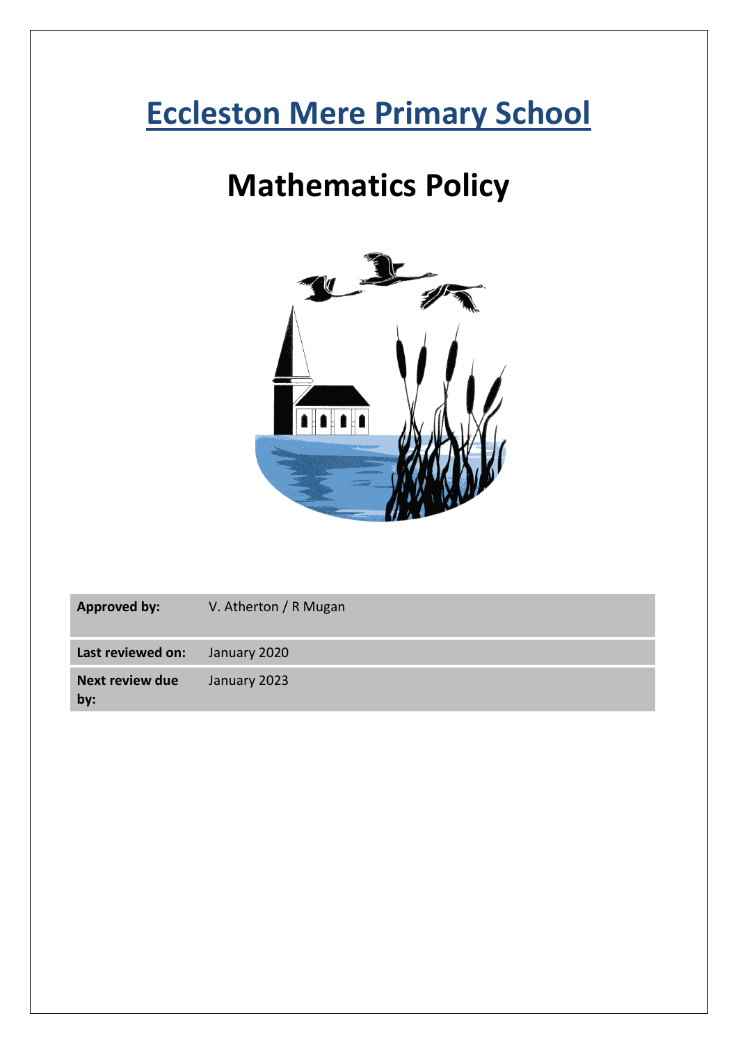# Eccleston Mere Primary School

# Mathematics Policy

| | |
|---|---|
| **Approved by:** | V. Atherton / R Mugan |
| **Last reviewed on:** | January 2020 |
| **Next review due by:** | January 2023 |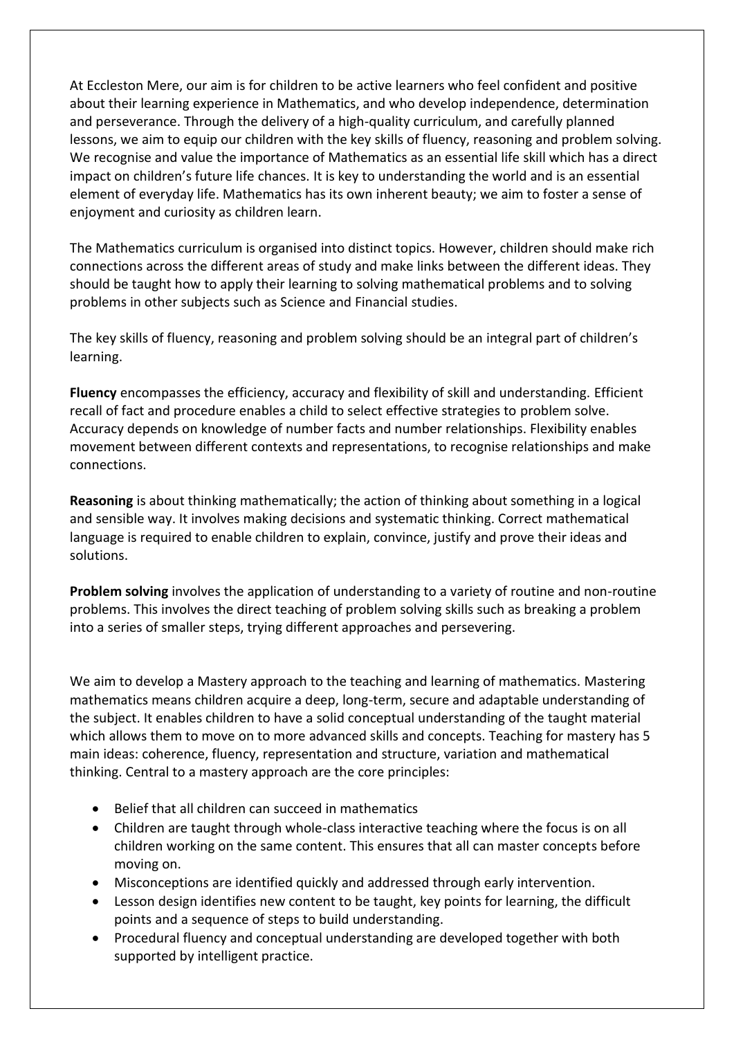At Eccleston Mere, our aim is for children to be active learners who feel confident and positive about their learning experience in Mathematics, and who develop independence, determination and perseverance. Through the delivery of a high-quality curriculum, and carefully planned lessons, we aim to equip our children with the key skills of fluency, reasoning and problem solving. We recognise and value the importance of Mathematics as an essential life skill which has a direct impact on children's future life chances. It is key to understanding the world and is an essential element of everyday life. Mathematics has its own inherent beauty; we aim to foster a sense of enjoyment and curiosity as children learn.

The Mathematics curriculum is organised into distinct topics. However, children should make rich connections across the different areas of study and make links between the different ideas. They should be taught how to apply their learning to solving mathematical problems and to solving problems in other subjects such as Science and Financial studies.

The key skills of fluency, reasoning and problem solving should be an integral part of children's learning.

**Fluency** encompasses the efficiency, accuracy and flexibility of skill and understanding. Efficient recall of fact and procedure enables a child to select effective strategies to problem solve. Accuracy depends on knowledge of number facts and number relationships. Flexibility enables movement between different contexts and representations, to recognise relationships and make connections.

**Reasoning** is about thinking mathematically; the action of thinking about something in a logical and sensible way. It involves making decisions and systematic thinking. Correct mathematical language is required to enable children to explain, convince, justify and prove their ideas and solutions.

**Problem solving** involves the application of understanding to a variety of routine and non-routine problems. This involves the direct teaching of problem solving skills such as breaking a problem into a series of smaller steps, trying different approaches and persevering.

We aim to develop a Mastery approach to the teaching and learning of mathematics. Mastering mathematics means children acquire a deep, long-term, secure and adaptable understanding of the subject. It enables children to have a solid conceptual understanding of the taught material which allows them to move on to more advanced skills and concepts. Teaching for mastery has 5 main ideas: coherence, fluency, representation and structure, variation and mathematical thinking. Central to a mastery approach are the core principles:

- Belief that all children can succeed in mathematics
- Children are taught through whole-class interactive teaching where the focus is on all children working on the same content. This ensures that all can master concepts before moving on.
- Misconceptions are identified quickly and addressed through early intervention.
- Lesson design identifies new content to be taught, key points for learning, the difficult points and a sequence of steps to build understanding.
- Procedural fluency and conceptual understanding are developed together with both supported by intelligent practice.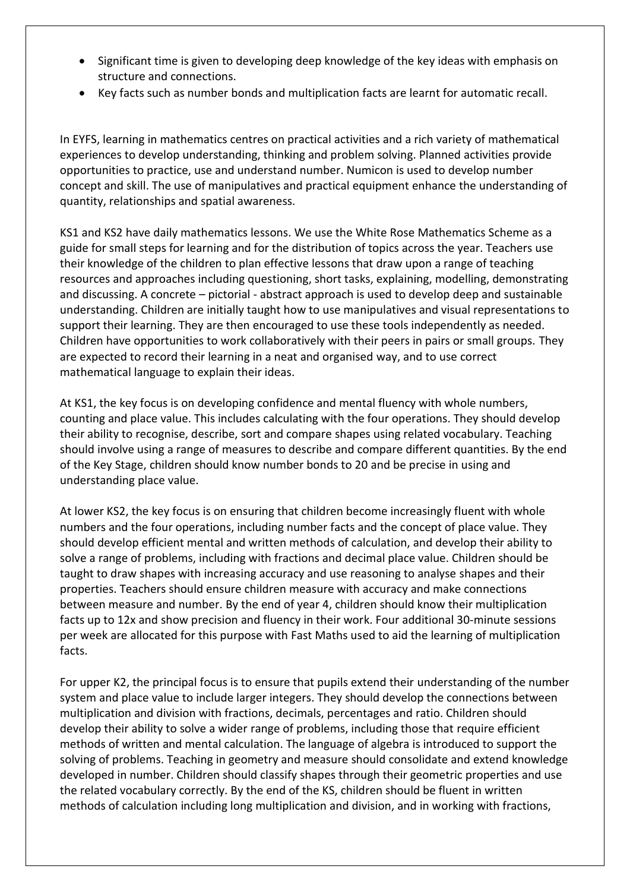- Significant time is given to developing deep knowledge of the key ideas with emphasis on structure and connections.
- Key facts such as number bonds and multiplication facts are learnt for automatic recall.

In EYFS, learning in mathematics centres on practical activities and a rich variety of mathematical experiences to develop understanding, thinking and problem solving. Planned activities provide opportunities to practice, use and understand number. Numicon is used to develop number concept and skill. The use of manipulatives and practical equipment enhance the understanding of quantity, relationships and spatial awareness.

KS1 and KS2 have daily mathematics lessons. We use the White Rose Mathematics Scheme as a guide for small steps for learning and for the distribution of topics across the year. Teachers use their knowledge of the children to plan effective lessons that draw upon a range of teaching resources and approaches including questioning, short tasks, explaining, modelling, demonstrating and discussing. A concrete – pictorial - abstract approach is used to develop deep and sustainable understanding. Children are initially taught how to use manipulatives and visual representations to support their learning. They are then encouraged to use these tools independently as needed. Children have opportunities to work collaboratively with their peers in pairs or small groups. They are expected to record their learning in a neat and organised way, and to use correct mathematical language to explain their ideas.

At KS1, the key focus is on developing confidence and mental fluency with whole numbers, counting and place value. This includes calculating with the four operations. They should develop their ability to recognise, describe, sort and compare shapes using related vocabulary. Teaching should involve using a range of measures to describe and compare different quantities. By the end of the Key Stage, children should know number bonds to 20 and be precise in using and understanding place value.

At lower KS2, the key focus is on ensuring that children become increasingly fluent with whole numbers and the four operations, including number facts and the concept of place value. They should develop efficient mental and written methods of calculation, and develop their ability to solve a range of problems, including with fractions and decimal place value. Children should be taught to draw shapes with increasing accuracy and use reasoning to analyse shapes and their properties. Teachers should ensure children measure with accuracy and make connections between measure and number. By the end of year 4, children should know their multiplication facts up to 12x and show precision and fluency in their work. Four additional 30-minute sessions per week are allocated for this purpose with Fast Maths used to aid the learning of multiplication facts.

For upper K2, the principal focus is to ensure that pupils extend their understanding of the number system and place value to include larger integers. They should develop the connections between multiplication and division with fractions, decimals, percentages and ratio. Children should develop their ability to solve a wider range of problems, including those that require efficient methods of written and mental calculation. The language of algebra is introduced to support the solving of problems. Teaching in geometry and measure should consolidate and extend knowledge developed in number. Children should classify shapes through their geometric properties and use the related vocabulary correctly. By the end of the KS, children should be fluent in written methods of calculation including long multiplication and division, and in working with fractions,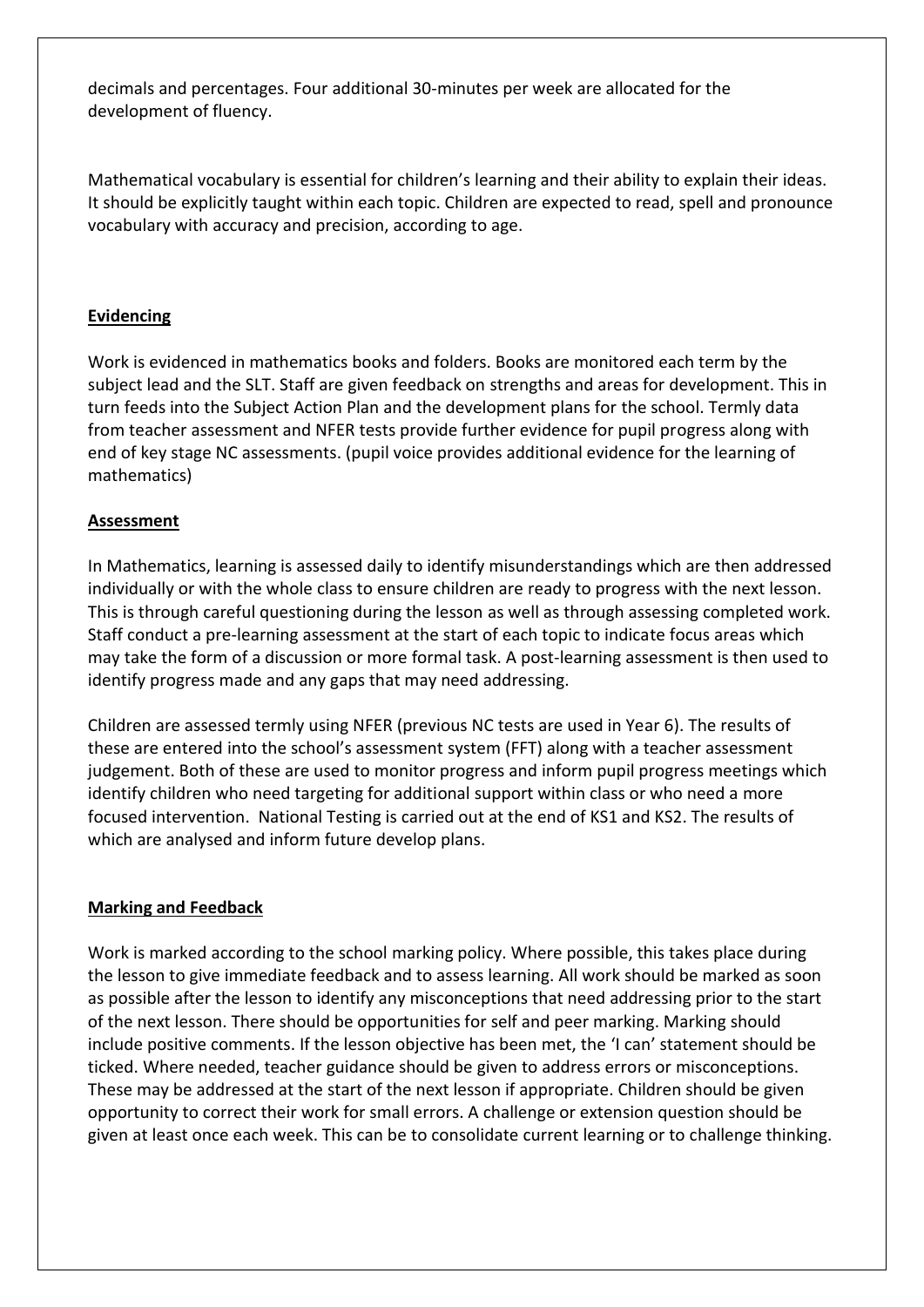decimals and percentages. Four additional 30-minutes per week are allocated for the development of fluency.

Mathematical vocabulary is essential for children's learning and their ability to explain their ideas. It should be explicitly taught within each topic. Children are expected to read, spell and pronounce vocabulary with accuracy and precision, according to age.

## Evidencing

Work is evidenced in mathematics books and folders. Books are monitored each term by the subject lead and the SLT. Staff are given feedback on strengths and areas for development. This in turn feeds into the Subject Action Plan and the development plans for the school. Termly data from teacher assessment and NFER tests provide further evidence for pupil progress along with end of key stage NC assessments. (pupil voice provides additional evidence for the learning of mathematics)

## Assessment

In Mathematics, learning is assessed daily to identify misunderstandings which are then addressed individually or with the whole class to ensure children are ready to progress with the next lesson. This is through careful questioning during the lesson as well as through assessing completed work. Staff conduct a pre-learning assessment at the start of each topic to indicate focus areas which may take the form of a discussion or more formal task. A post-learning assessment is then used to identify progress made and any gaps that may need addressing.

Children are assessed termly using NFER (previous NC tests are used in Year 6). The results of these are entered into the school's assessment system (FFT) along with a teacher assessment judgement. Both of these are used to monitor progress and inform pupil progress meetings which identify children who need targeting for additional support within class or who need a more focused intervention. National Testing is carried out at the end of KS1 and KS2. The results of which are analysed and inform future develop plans.

## Marking and Feedback

Work is marked according to the school marking policy. Where possible, this takes place during the lesson to give immediate feedback and to assess learning. All work should be marked as soon as possible after the lesson to identify any misconceptions that need addressing prior to the start of the next lesson. There should be opportunities for self and peer marking. Marking should include positive comments. If the lesson objective has been met, the 'I can' statement should be ticked. Where needed, teacher guidance should be given to address errors or misconceptions. These may be addressed at the start of the next lesson if appropriate. Children should be given opportunity to correct their work for small errors. A challenge or extension question should be given at least once each week. This can be to consolidate current learning or to challenge thinking.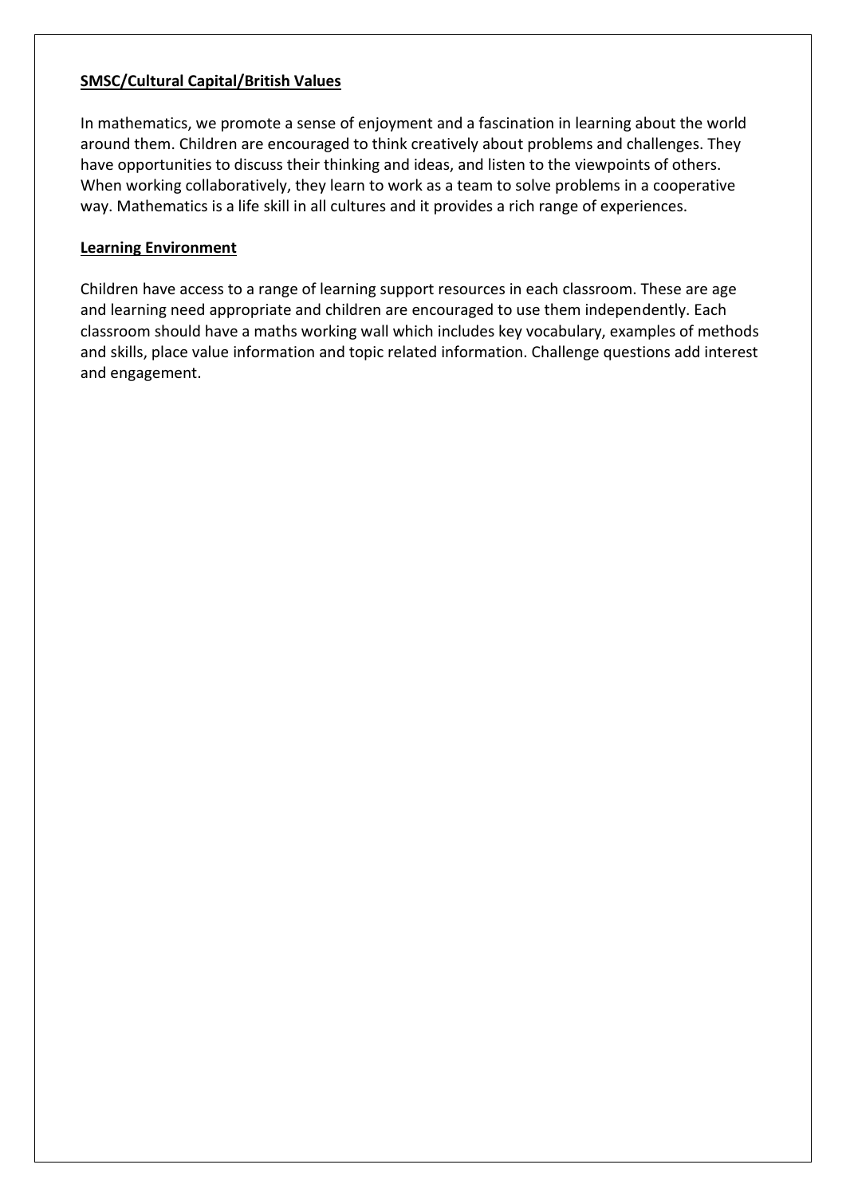## SMSC/Cultural Capital/British Values

In mathematics, we promote a sense of enjoyment and a fascination in learning about the world around them. Children are encouraged to think creatively about problems and challenges. They have opportunities to discuss their thinking and ideas, and listen to the viewpoints of others. When working collaboratively, they learn to work as a team to solve problems in a cooperative way. Mathematics is a life skill in all cultures and it provides a rich range of experiences.

## Learning Environment

Children have access to a range of learning support resources in each classroom. These are age and learning need appropriate and children are encouraged to use them independently. Each classroom should have a maths working wall which includes key vocabulary, examples of methods and skills, place value information and topic related information. Challenge questions add interest and engagement.